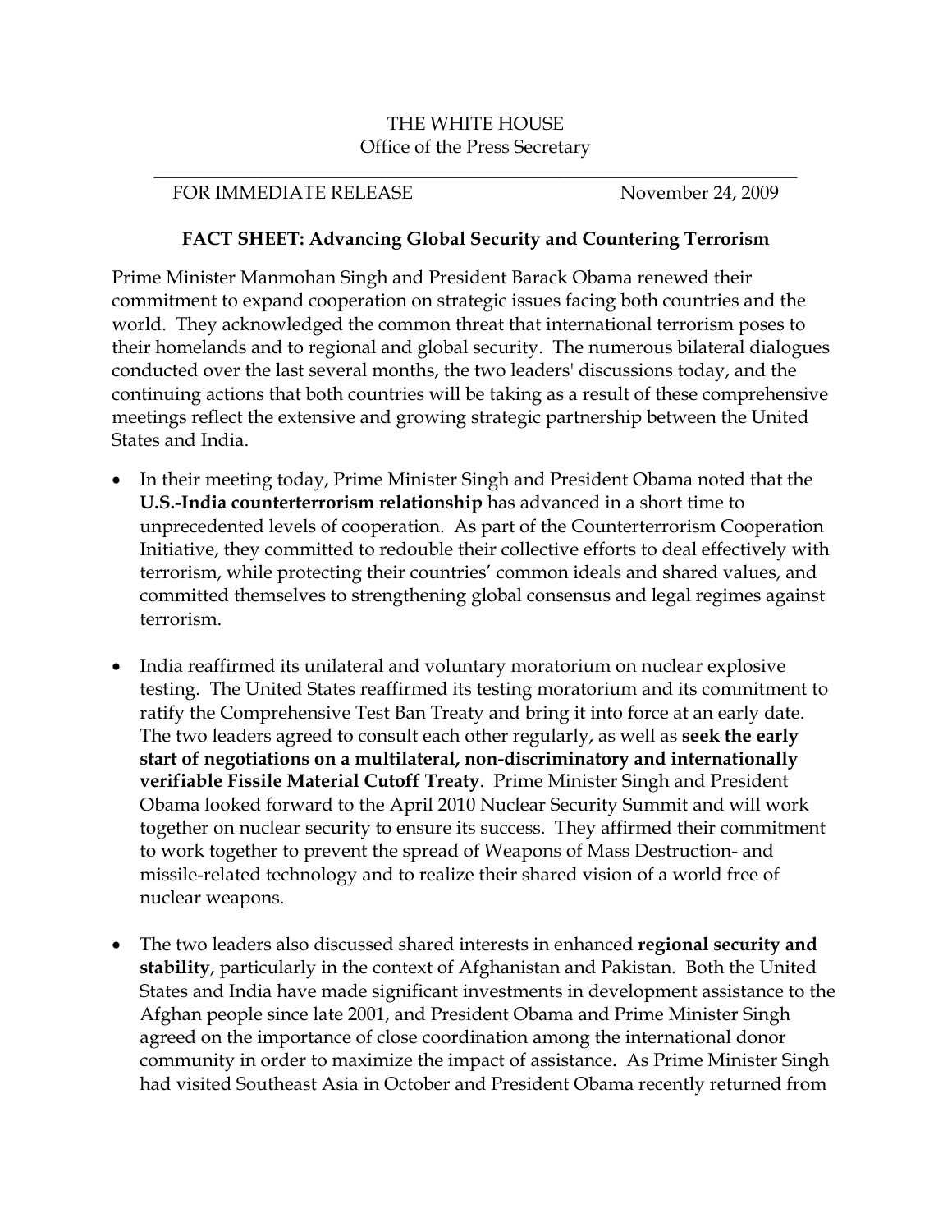THE WHITE HOUSE
Office of the Press Secretary

FOR IMMEDIATE RELEASE November 24, 2009

**FACT SHEET: Advancing Global Security and Countering Terrorism**

Prime Minister Manmohan Singh and President Barack Obama renewed their commitment to expand cooperation on strategic issues facing both countries and the world. They acknowledged the common threat that international terrorism poses to their homelands and to regional and global security. The numerous bilateral dialogues conducted over the last several months, the two leaders' discussions today, and the continuing actions that both countries will be taking as a result of these comprehensive meetings reflect the extensive and growing strategic partnership between the United States and India.

- In their meeting today, Prime Minister Singh and President Obama noted that the **U.S.-India counterterrorism relationship** has advanced in a short time to unprecedented levels of cooperation. As part of the Counterterrorism Cooperation Initiative, they committed to redouble their collective efforts to deal effectively with terrorism, while protecting their countries' common ideals and shared values, and committed themselves to strengthening global consensus and legal regimes against terrorism.

- India reaffirmed its unilateral and voluntary moratorium on nuclear explosive testing. The United States reaffirmed its testing moratorium and its commitment to ratify the Comprehensive Test Ban Treaty and bring it into force at an early date. The two leaders agreed to consult each other regularly, as well as **seek the early start of negotiations on a multilateral, non-discriminatory and internationally verifiable Fissile Material Cutoff Treaty**. Prime Minister Singh and President Obama looked forward to the April 2010 Nuclear Security Summit and will work together on nuclear security to ensure its success. They affirmed their commitment to work together to prevent the spread of Weapons of Mass Destruction- and missile-related technology and to realize their shared vision of a world free of nuclear weapons.

- The two leaders also discussed shared interests in enhanced **regional security and stability**, particularly in the context of Afghanistan and Pakistan. Both the United States and India have made significant investments in development assistance to the Afghan people since late 2001, and President Obama and Prime Minister Singh agreed on the importance of close coordination among the international donor community in order to maximize the impact of assistance. As Prime Minister Singh had visited Southeast Asia in October and President Obama recently returned from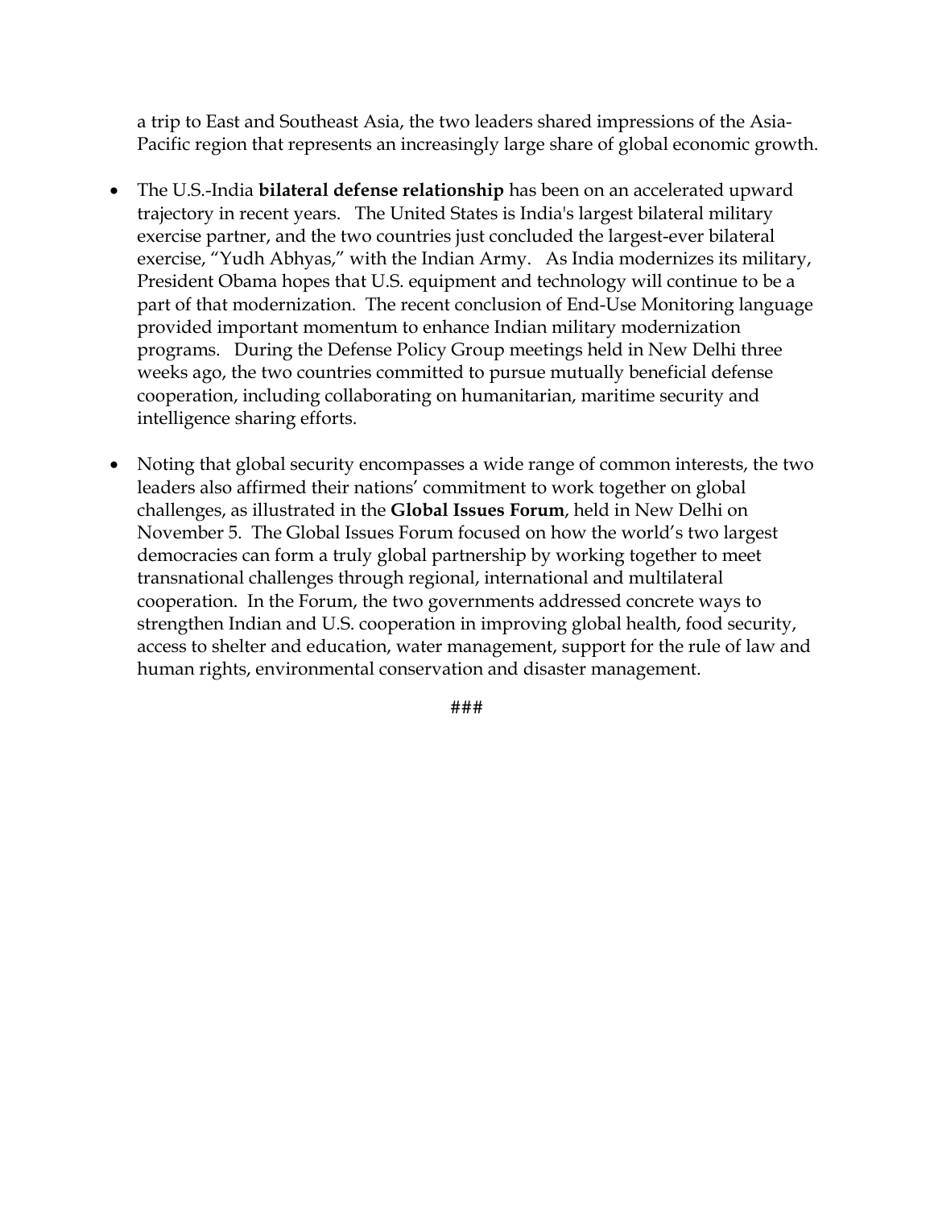a trip to East and Southeast Asia, the two leaders shared impressions of the Asia-Pacific region that represents an increasingly large share of global economic growth.

- The U.S.-India **bilateral defense relationship** has been on an accelerated upward trajectory in recent years. The United States is India's largest bilateral military exercise partner, and the two countries just concluded the largest-ever bilateral exercise, "Yudh Abhyas," with the Indian Army. As India modernizes its military, President Obama hopes that U.S. equipment and technology will continue to be a part of that modernization. The recent conclusion of End-Use Monitoring language provided important momentum to enhance Indian military modernization programs. During the Defense Policy Group meetings held in New Delhi three weeks ago, the two countries committed to pursue mutually beneficial defense cooperation, including collaborating on humanitarian, maritime security and intelligence sharing efforts.

- Noting that global security encompasses a wide range of common interests, the two leaders also affirmed their nations' commitment to work together on global challenges, as illustrated in the **Global Issues Forum**, held in New Delhi on November 5. The Global Issues Forum focused on how the world's two largest democracies can form a truly global partnership by working together to meet transnational challenges through regional, international and multilateral cooperation. In the Forum, the two governments addressed concrete ways to strengthen Indian and U.S. cooperation in improving global health, food security, access to shelter and education, water management, support for the rule of law and human rights, environmental conservation and disaster management.

###